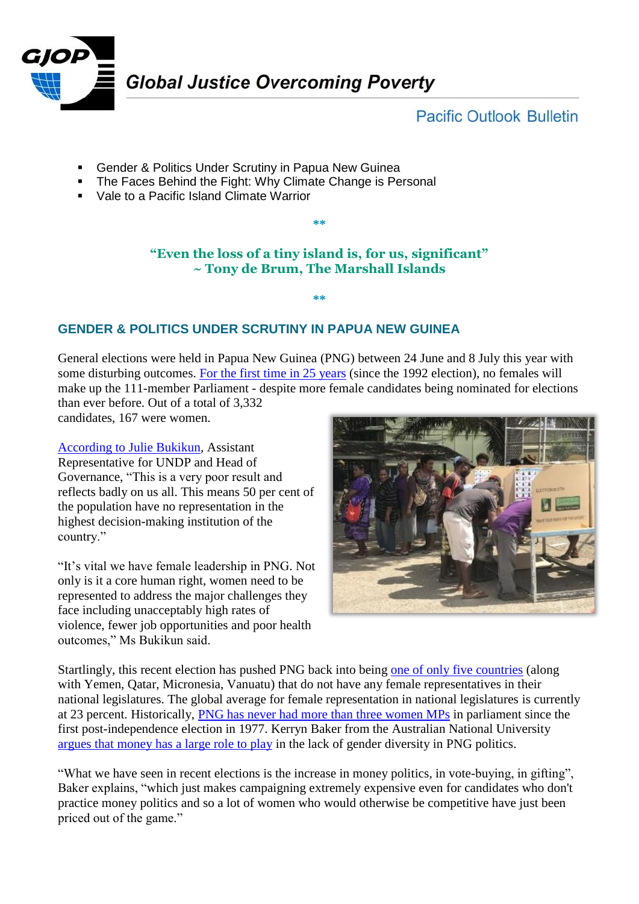# Global Justice Overcoming Poverty

Pacific Outlook Bulletin

- Gender & Politics Under Scrutiny in Papua New Guinea
- The Faces Behind the Fight: Why Climate Change is Personal
- Vale to a Pacific Island Climate Warrior

**

**"Even the loss of a tiny island is, for us, significant"**
**~ Tony de Brum, The Marshall Islands**

**

## GENDER & POLITICS UNDER SCRUTINY IN PAPUA NEW GUINEA

General elections were held in Papua New Guinea (PNG) between 24 June and 8 July this year with some disturbing outcomes. For the first time in 25 years (since the 1992 election), no females will make up the 111-member Parliament - despite more female candidates being nominated for elections than ever before. Out of a total of 3,332 candidates, 167 were women.

According to Julie Bukikun, Assistant Representative for UNDP and Head of Governance, "This is a very poor result and reflects badly on us all. This means 50 per cent of the population have no representation in the highest decision-making institution of the country."

"It's vital we have female leadership in PNG. Not only is it a core human right, women need to be represented to address the major challenges they face including unacceptably high rates of violence, fewer job opportunities and poor health outcomes," Ms Bukikun said.

Startlingly, this recent election has pushed PNG back into being one of only five countries (along with Yemen, Qatar, Micronesia, Vanuatu) that do not have any female representatives in their national legislatures. The global average for female representation in national legislatures is currently at 23 percent. Historically, PNG has never had more than three women MPs in parliament since the first post-independence election in 1977. Kerryn Baker from the Australian National University argues that money has a large role to play in the lack of gender diversity in PNG politics.

"What we have seen in recent elections is the increase in money politics, in vote-buying, in gifting", Baker explains, "which just makes campaigning extremely expensive even for candidates who don't practice money politics and so a lot of women who would otherwise be competitive have just been priced out of the game."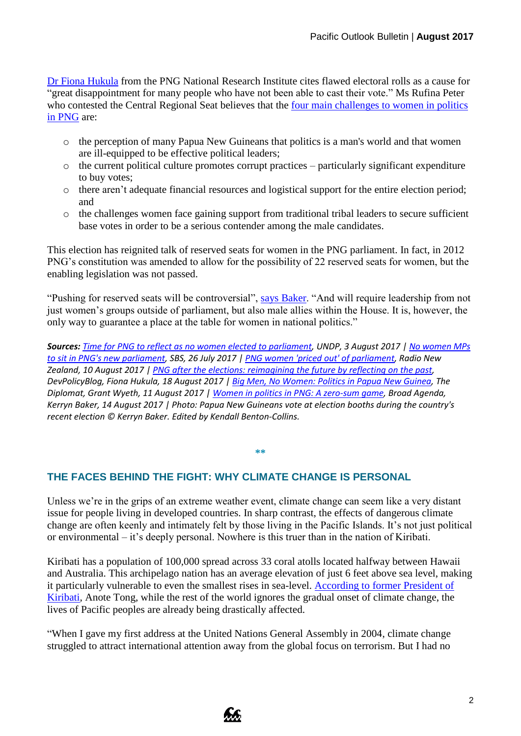Dr Fiona Hukula from the PNG National Research Institute cites flawed electoral rolls as a cause for "great disappointment for many people who have not been able to cast their vote." Ms Rufina Peter who contested the Central Regional Seat believes that the four main challenges to women in politics in PNG are:

- the perception of many Papua New Guineans that politics is a man's world and that women are ill-equipped to be effective political leaders;
- the current political culture promotes corrupt practices – particularly significant expenditure to buy votes;
- there aren't adequate financial resources and logistical support for the entire election period; and
- the challenges women face gaining support from traditional tribal leaders to secure sufficient base votes in order to be a serious contender among the male candidates.

This election has reignited talk of reserved seats for women in the PNG parliament. In fact, in 2012 PNG's constitution was amended to allow for the possibility of 22 reserved seats for women, but the enabling legislation was not passed.

"Pushing for reserved seats will be controversial", says Baker. "And will require leadership from not just women's groups outside of parliament, but also male allies within the House. It is, however, the only way to guarantee a place at the table for women in national politics."

***Sources:*** *Time for PNG to reflect as no women elected to parliament, UNDP, 3 August 2017 | No women MPs to sit in PNG's new parliament, SBS, 26 July 2017 | PNG women 'priced out' of parliament, Radio New Zealand, 10 August 2017 | PNG after the elections: reimagining the future by reflecting on the past, DevPolicyBlog, Fiona Hukula, 18 August 2017 | Big Men, No Women: Politics in Papua New Guinea, The Diplomat, Grant Wyeth, 11 August 2017 | Women in politics in PNG: A zero-sum game, Broad Agenda, Kerryn Baker, 14 August 2017 | Photo: Papua New Guineans vote at election booths during the country's recent election © Kerryn Baker. Edited by Kendall Benton-Collins.*

**

## THE FACES BEHIND THE FIGHT: WHY CLIMATE CHANGE IS PERSONAL

Unless we're in the grips of an extreme weather event, climate change can seem like a very distant issue for people living in developed countries. In sharp contrast, the effects of dangerous climate change are often keenly and intimately felt by those living in the Pacific Islands. It's not just political or environmental – it's deeply personal. Nowhere is this truer than in the nation of Kiribati.

Kiribati has a population of 100,000 spread across 33 coral atolls located halfway between Hawaii and Australia. This archipelago nation has an average elevation of just 6 feet above sea level, making it particularly vulnerable to even the smallest rises in sea-level. According to former President of Kiribati, Anote Tong, while the rest of the world ignores the gradual onset of climate change, the lives of Pacific peoples are already being drastically affected.

"When I gave my first address at the United Nations General Assembly in 2004, climate change struggled to attract international attention away from the global focus on terrorism. But I had no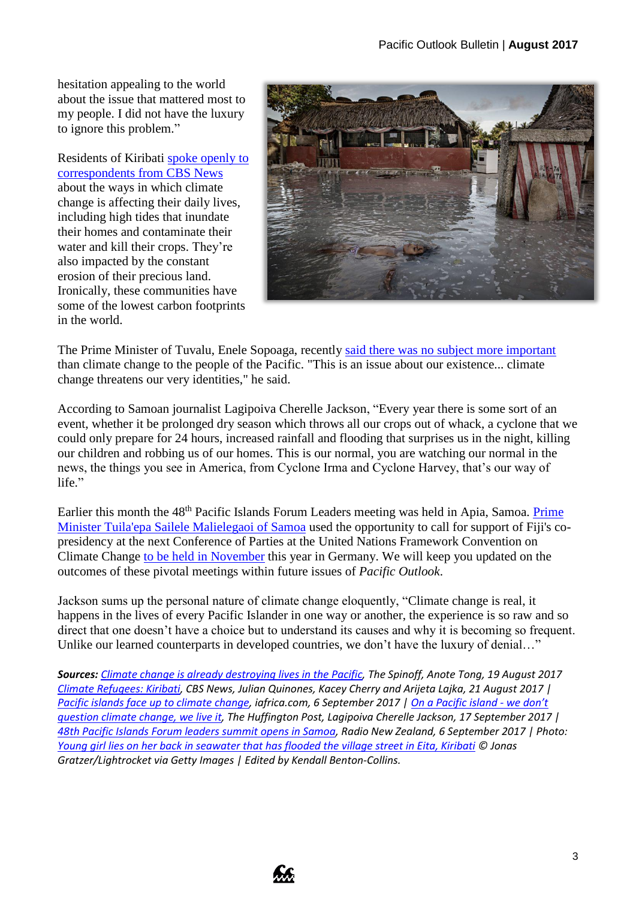hesitation appealing to the world about the issue that mattered most to my people. I did not have the luxury to ignore this problem."

Residents of Kiribati spoke openly to correspondents from CBS News about the ways in which climate change is affecting their daily lives, including high tides that inundate their homes and contaminate their water and kill their crops. They're also impacted by the constant erosion of their precious land. Ironically, these communities have some of the lowest carbon footprints in the world.

The Prime Minister of Tuvalu, Enele Sopoaga, recently said there was no subject more important than climate change to the people of the Pacific. "This is an issue about our existence... climate change threatens our very identities," he said.

According to Samoan journalist Lagipoiva Cherelle Jackson, "Every year there is some sort of an event, whether it be prolonged dry season which throws all our crops out of whack, a cyclone that we could only prepare for 24 hours, increased rainfall and flooding that surprises us in the night, killing our children and robbing us of our homes. This is our normal, you are watching our normal in the news, the things you see in America, from Cyclone Irma and Cyclone Harvey, that's our way of life."

Earlier this month the 48th Pacific Islands Forum Leaders meeting was held in Apia, Samoa. Prime Minister Tuila'epa Sailele Malielegaoi of Samoa used the opportunity to call for support of Fiji's co-presidency at the next Conference of Parties at the United Nations Framework Convention on Climate Change to be held in November this year in Germany. We will keep you updated on the outcomes of these pivotal meetings within future issues of *Pacific Outlook*.

Jackson sums up the personal nature of climate change eloquently, "Climate change is real, it happens in the lives of every Pacific Islander in one way or another, the experience is so raw and so direct that one doesn't have a choice but to understand its causes and why it is becoming so frequent. Unlike our learned counterparts in developed countries, we don't have the luxury of denial…"

***Sources:*** *Climate change is already destroying lives in the Pacific, The Spinoff, Anote Tong, 19 August 2017 Climate Refugees: Kiribati, CBS News, Julian Quinones, Kacey Cherry and Arijeta Lajka, 21 August 2017 | Pacific islands face up to climate change, iafrica.com, 6 September 2017 | On a Pacific island - we don't question climate change, we live it, The Huffington Post, Lagipoiva Cherelle Jackson, 17 September 2017 | 48th Pacific Islands Forum leaders summit opens in Samoa, Radio New Zealand, 6 September 2017 | Photo: Young girl lies on her back in seawater that has flooded the village street in Eita, Kiribati © Jonas Gratzer/Lightrocket via Getty Images | Edited by Kendall Benton-Collins.*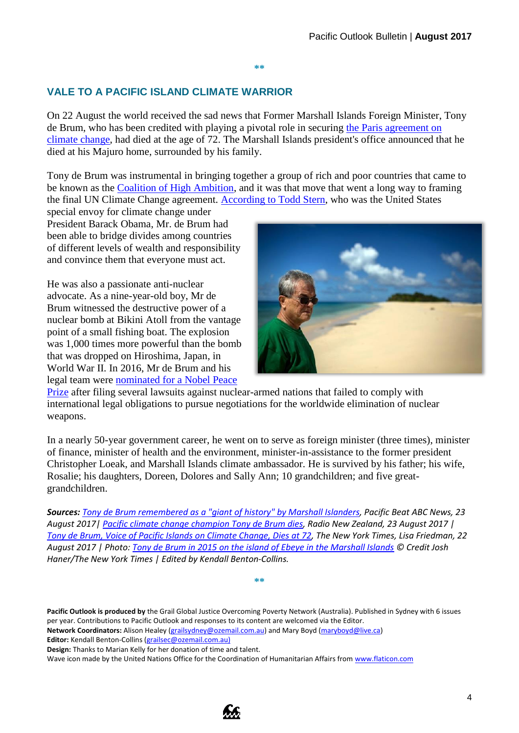**

## VALE TO A PACIFIC ISLAND CLIMATE WARRIOR

On 22 August the world received the sad news that Former Marshall Islands Foreign Minister, Tony de Brum, who has been credited with playing a pivotal role in securing the Paris agreement on climate change, had died at the age of 72. The Marshall Islands president's office announced that he died at his Majuro home, surrounded by his family.

Tony de Brum was instrumental in bringing together a group of rich and poor countries that came to be known as the Coalition of High Ambition, and it was that move that went a long way to framing the final UN Climate Change agreement. According to Todd Stern, who was the United States special envoy for climate change under President Barack Obama, Mr. de Brum had been able to bridge divides among countries of different levels of wealth and responsibility and convince them that everyone must act.

He was also a passionate anti-nuclear advocate. As a nine-year-old boy, Mr de Brum witnessed the destructive power of a nuclear bomb at Bikini Atoll from the vantage point of a small fishing boat. The explosion was 1,000 times more powerful than the bomb that was dropped on Hiroshima, Japan, in World War II. In 2016, Mr de Brum and his legal team were nominated for a Nobel Peace Prize after filing several lawsuits against nuclear-armed nations that failed to comply with international legal obligations to pursue negotiations for the worldwide elimination of nuclear weapons.

In a nearly 50-year government career, he went on to serve as foreign minister (three times), minister of finance, minister of health and the environment, minister-in-assistance to the former president Christopher Loeak, and Marshall Islands climate ambassador. He is survived by his father; his wife, Rosalie; his daughters, Doreen, Dolores and Sally Ann; 10 grandchildren; and five great-grandchildren.

***Sources:*** *Tony de Brum remembered as a "giant of history" by Marshall Islanders, Pacific Beat ABC News, 23 August 2017| Pacific climate change champion Tony de Brum dies, Radio New Zealand, 23 August 2017 | Tony de Brum, Voice of Pacific Islands on Climate Change, Dies at 72, The New York Times, Lisa Friedman, 22 August 2017 | Photo: Tony de Brum in 2015 on the island of Ebeye in the Marshall Islands © Credit Josh Haner/The New York Times | Edited by Kendall Benton-Collins.*

**

**Pacific Outlook is produced by** the Grail Global Justice Overcoming Poverty Network (Australia). Published in Sydney with 6 issues per year. Contributions to Pacific Outlook and responses to its content are welcomed via the Editor.
**Network Coordinators:** Alison Healey (grailsydney@ozemail.com.au) and Mary Boyd (maryboyd@live.ca)
**Editor:** Kendall Benton-Collins (grailsec@ozemail.com.au)
**Design:** Thanks to Marian Kelly for her donation of time and talent.
Wave icon made by the United Nations Office for the Coordination of Humanitarian Affairs from www.flaticon.com